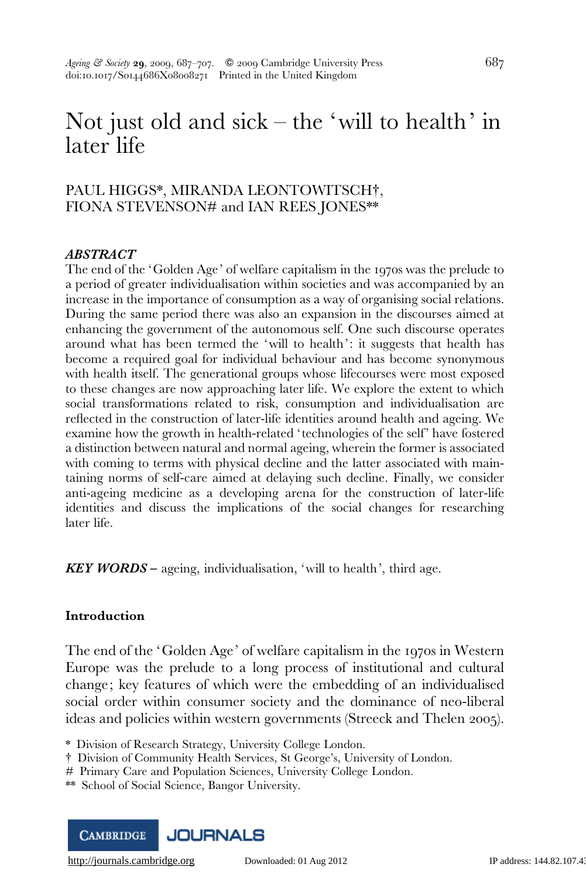# Not just old and sick – the 'will to health' in later life

PAUL HIGGS*, MIRANDA LEONTOWITSCH†, FIONA STEVENSON# and IAN REES JONES**

### *ABSTRACT*

The end of the 'Golden Age' of welfare capitalism in the 1970s was the prelude to a period of greater individualisation within societies and was accompanied by an increase in the importance of consumption as a way of organising social relations. During the same period there was also an expansion in the discourses aimed at enhancing the government of the autonomous self. One such discourse operates around what has been termed the 'will to health': it suggests that health has become a required goal for individual behaviour and has become synonymous with health itself. The generational groups whose lifecourses were most exposed to these changes are now approaching later life. We explore the extent to which social transformations related to risk, consumption and individualisation are reflected in the construction of later-life identities around health and ageing. We examine how the growth in health-related 'technologies of the self' have fostered a distinction between natural and normal ageing, wherein the former is associated with coming to terms with physical decline and the latter associated with maintaining norms of self-care aimed at delaying such decline. Finally, we consider anti-ageing medicine as a developing arena for the construction of later-life identities and discuss the implications of the social changes for researching later life.

***KEY WORDS*** – ageing, individualisation, 'will to health', third age.

## Introduction

The end of the 'Golden Age' of welfare capitalism in the 1970s in Western Europe was the prelude to a long process of institutional and cultural change; key features of which were the embedding of an individualised social order within consumer society and the dominance of neo-liberal ideas and policies within western governments (Streeck and Thelen 2005).

\* Division of Research Strategy, University College London.
† Division of Community Health Services, St George's, University of London.
\# Primary Care and Population Sciences, University College London.
\*\* School of Social Science, Bangor University.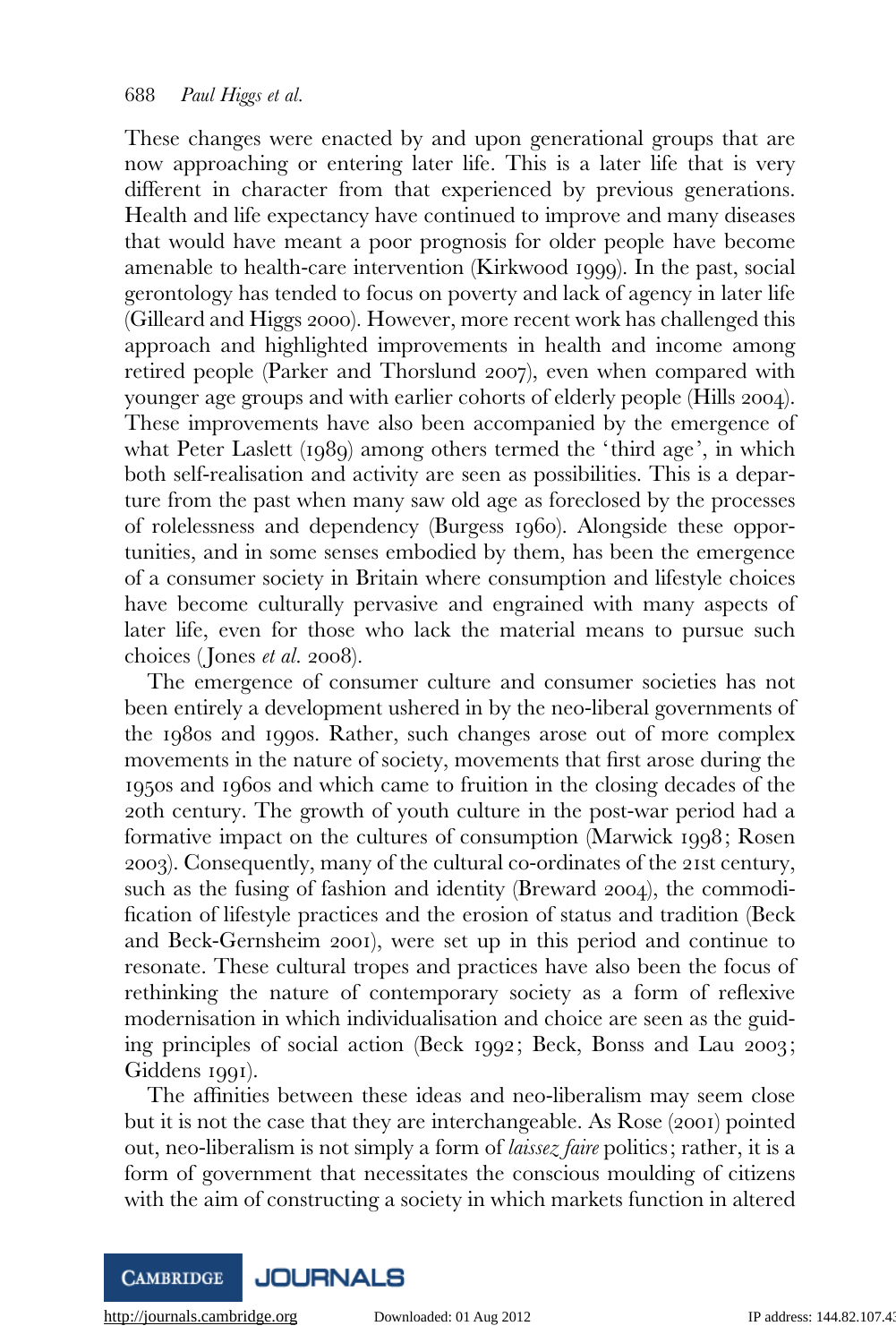These changes were enacted by and upon generational groups that are now approaching or entering later life. This is a later life that is very different in character from that experienced by previous generations. Health and life expectancy have continued to improve and many diseases that would have meant a poor prognosis for older people have become amenable to health-care intervention (Kirkwood 1999). In the past, social gerontology has tended to focus on poverty and lack of agency in later life (Gilleard and Higgs 2000). However, more recent work has challenged this approach and highlighted improvements in health and income among retired people (Parker and Thorslund 2007), even when compared with younger age groups and with earlier cohorts of elderly people (Hills 2004). These improvements have also been accompanied by the emergence of what Peter Laslett (1989) among others termed the 'third age', in which both self-realisation and activity are seen as possibilities. This is a departure from the past when many saw old age as foreclosed by the processes of rolelessness and dependency (Burgess 1960). Alongside these opportunities, and in some senses embodied by them, has been the emergence of a consumer society in Britain where consumption and lifestyle choices have become culturally pervasive and engrained with many aspects of later life, even for those who lack the material means to pursue such choices (Jones *et al.* 2008).

The emergence of consumer culture and consumer societies has not been entirely a development ushered in by the neo-liberal governments of the 1980s and 1990s. Rather, such changes arose out of more complex movements in the nature of society, movements that first arose during the 1950s and 1960s and which came to fruition in the closing decades of the 20th century. The growth of youth culture in the post-war period had a formative impact on the cultures of consumption (Marwick 1998; Rosen 2003). Consequently, many of the cultural co-ordinates of the 21st century, such as the fusing of fashion and identity (Breward 2004), the commodification of lifestyle practices and the erosion of status and tradition (Beck and Beck-Gernsheim 2001), were set up in this period and continue to resonate. These cultural tropes and practices have also been the focus of rethinking the nature of contemporary society as a form of reflexive modernisation in which individualisation and choice are seen as the guiding principles of social action (Beck 1992; Beck, Bonss and Lau 2003; Giddens 1991).

The affinities between these ideas and neo-liberalism may seem close but it is not the case that they are interchangeable. As Rose (2001) pointed out, neo-liberalism is not simply a form of *laissez faire* politics; rather, it is a form of government that necessitates the conscious moulding of citizens with the aim of constructing a society in which markets function in altered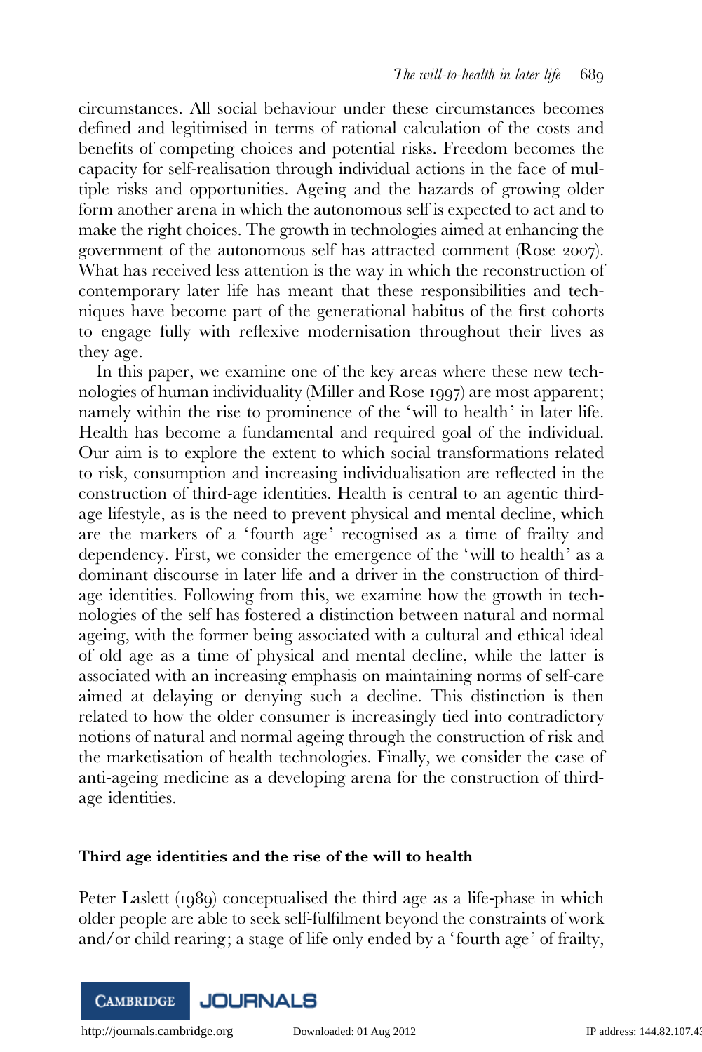circumstances. All social behaviour under these circumstances becomes defined and legitimised in terms of rational calculation of the costs and benefits of competing choices and potential risks. Freedom becomes the capacity for self-realisation through individual actions in the face of multiple risks and opportunities. Ageing and the hazards of growing older form another arena in which the autonomous self is expected to act and to make the right choices. The growth in technologies aimed at enhancing the government of the autonomous self has attracted comment (Rose 2007). What has received less attention is the way in which the reconstruction of contemporary later life has meant that these responsibilities and techniques have become part of the generational habitus of the first cohorts to engage fully with reflexive modernisation throughout their lives as they age.

In this paper, we examine one of the key areas where these new technologies of human individuality (Miller and Rose 1997) are most apparent; namely within the rise to prominence of the 'will to health' in later life. Health has become a fundamental and required goal of the individual. Our aim is to explore the extent to which social transformations related to risk, consumption and increasing individualisation are reflected in the construction of third-age identities. Health is central to an agentic third-age lifestyle, as is the need to prevent physical and mental decline, which are the markers of a 'fourth age' recognised as a time of frailty and dependency. First, we consider the emergence of the 'will to health' as a dominant discourse in later life and a driver in the construction of third-age identities. Following from this, we examine how the growth in technologies of the self has fostered a distinction between natural and normal ageing, with the former being associated with a cultural and ethical ideal of old age as a time of physical and mental decline, while the latter is associated with an increasing emphasis on maintaining norms of self-care aimed at delaying or denying such a decline. This distinction is then related to how the older consumer is increasingly tied into contradictory notions of natural and normal ageing through the construction of risk and the marketisation of health technologies. Finally, we consider the case of anti-ageing medicine as a developing arena for the construction of third-age identities.

## Third age identities and the rise of the will to health

Peter Laslett (1989) conceptualised the third age as a life-phase in which older people are able to seek self-fulfilment beyond the constraints of work and/or child rearing; a stage of life only ended by a 'fourth age' of frailty,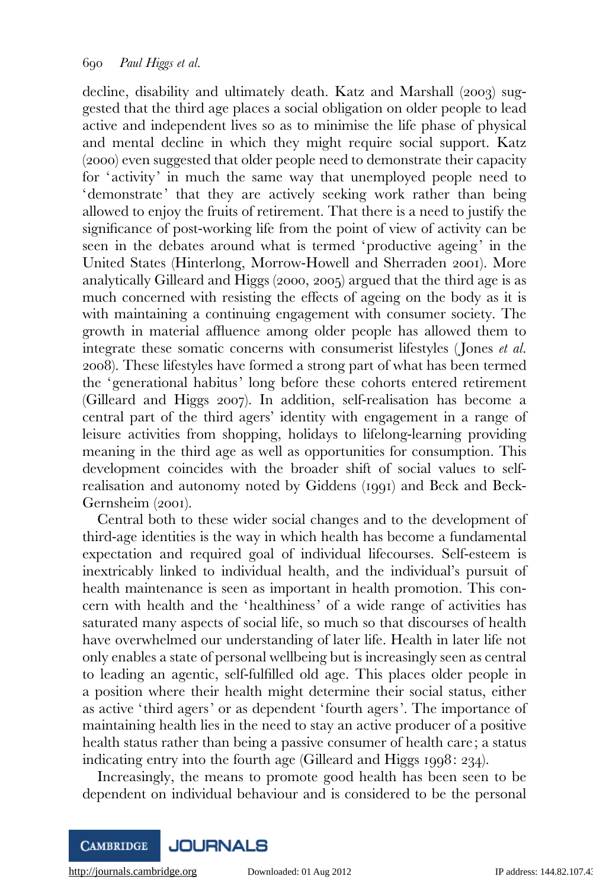decline, disability and ultimately death. Katz and Marshall (2003) suggested that the third age places a social obligation on older people to lead active and independent lives so as to minimise the life phase of physical and mental decline in which they might require social support. Katz (2000) even suggested that older people need to demonstrate their capacity for 'activity' in much the same way that unemployed people need to 'demonstrate' that they are actively seeking work rather than being allowed to enjoy the fruits of retirement. That there is a need to justify the significance of post-working life from the point of view of activity can be seen in the debates around what is termed 'productive ageing' in the United States (Hinterlong, Morrow-Howell and Sherraden 2001). More analytically Gilleard and Higgs (2000, 2005) argued that the third age is as much concerned with resisting the effects of ageing on the body as it is with maintaining a continuing engagement with consumer society. The growth in material affluence among older people has allowed them to integrate these somatic concerns with consumerist lifestyles (Jones *et al.* 2008). These lifestyles have formed a strong part of what has been termed the 'generational habitus' long before these cohorts entered retirement (Gilleard and Higgs 2007). In addition, self-realisation has become a central part of the third agers' identity with engagement in a range of leisure activities from shopping, holidays to lifelong-learning providing meaning in the third age as well as opportunities for consumption. This development coincides with the broader shift of social values to self-realisation and autonomy noted by Giddens (1991) and Beck and Beck-Gernsheim (2001).

Central both to these wider social changes and to the development of third-age identities is the way in which health has become a fundamental expectation and required goal of individual lifecourses. Self-esteem is inextricably linked to individual health, and the individual's pursuit of health maintenance is seen as important in health promotion. This concern with health and the 'healthiness' of a wide range of activities has saturated many aspects of social life, so much so that discourses of health have overwhelmed our understanding of later life. Health in later life not only enables a state of personal wellbeing but is increasingly seen as central to leading an agentic, self-fulfilled old age. This places older people in a position where their health might determine their social status, either as active 'third agers' or as dependent 'fourth agers'. The importance of maintaining health lies in the need to stay an active producer of a positive health status rather than being a passive consumer of health care; a status indicating entry into the fourth age (Gilleard and Higgs 1998: 234).

Increasingly, the means to promote good health has been seen to be dependent on individual behaviour and is considered to be the personal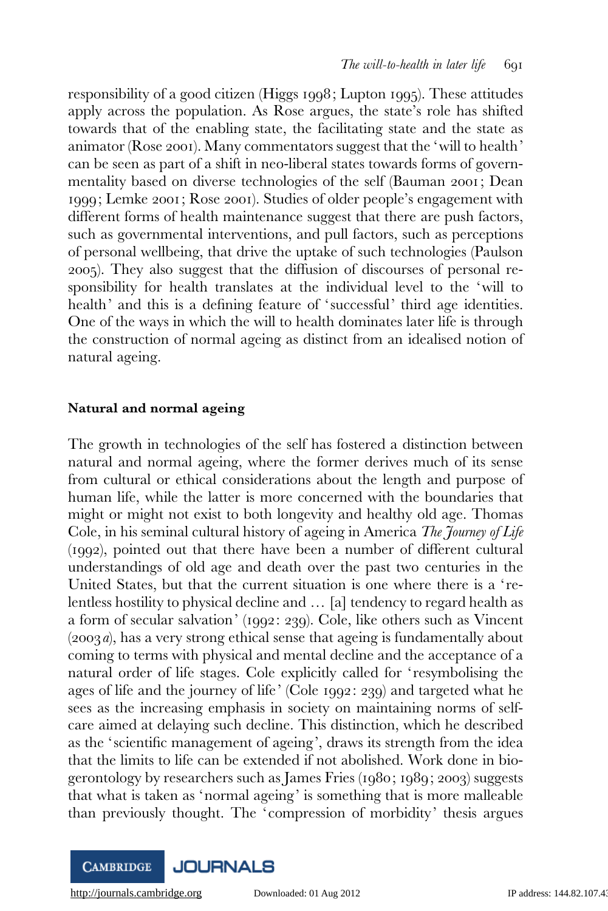responsibility of a good citizen (Higgs 1998; Lupton 1995). These attitudes apply across the population. As Rose argues, the state's role has shifted towards that of the enabling state, the facilitating state and the state as animator (Rose 2001). Many commentators suggest that the 'will to health' can be seen as part of a shift in neo-liberal states towards forms of governmentality based on diverse technologies of the self (Bauman 2001; Dean 1999; Lemke 2001; Rose 2001). Studies of older people's engagement with different forms of health maintenance suggest that there are push factors, such as governmental interventions, and pull factors, such as perceptions of personal wellbeing, that drive the uptake of such technologies (Paulson 2005). They also suggest that the diffusion of discourses of personal responsibility for health translates at the individual level to the 'will to health' and this is a defining feature of 'successful' third age identities. One of the ways in which the will to health dominates later life is through the construction of normal ageing as distinct from an idealised notion of natural ageing.

## Natural and normal ageing

The growth in technologies of the self has fostered a distinction between natural and normal ageing, where the former derives much of its sense from cultural or ethical considerations about the length and purpose of human life, while the latter is more concerned with the boundaries that might or might not exist to both longevity and healthy old age. Thomas Cole, in his seminal cultural history of ageing in America *The Journey of Life* (1992), pointed out that there have been a number of different cultural understandings of old age and death over the past two centuries in the United States, but that the current situation is one where there is a 'relentless hostility to physical decline and … [a] tendency to regard health as a form of secular salvation' (1992: 239). Cole, like others such as Vincent (2003*a*), has a very strong ethical sense that ageing is fundamentally about coming to terms with physical and mental decline and the acceptance of a natural order of life stages. Cole explicitly called for 'resymbolising the ages of life and the journey of life' (Cole 1992: 239) and targeted what he sees as the increasing emphasis in society on maintaining norms of self-care aimed at delaying such decline. This distinction, which he described as the 'scientific management of ageing', draws its strength from the idea that the limits to life can be extended if not abolished. Work done in bio-gerontology by researchers such as James Fries (1980; 1989; 2003) suggests that what is taken as 'normal ageing' is something that is more malleable than previously thought. The 'compression of morbidity' thesis argues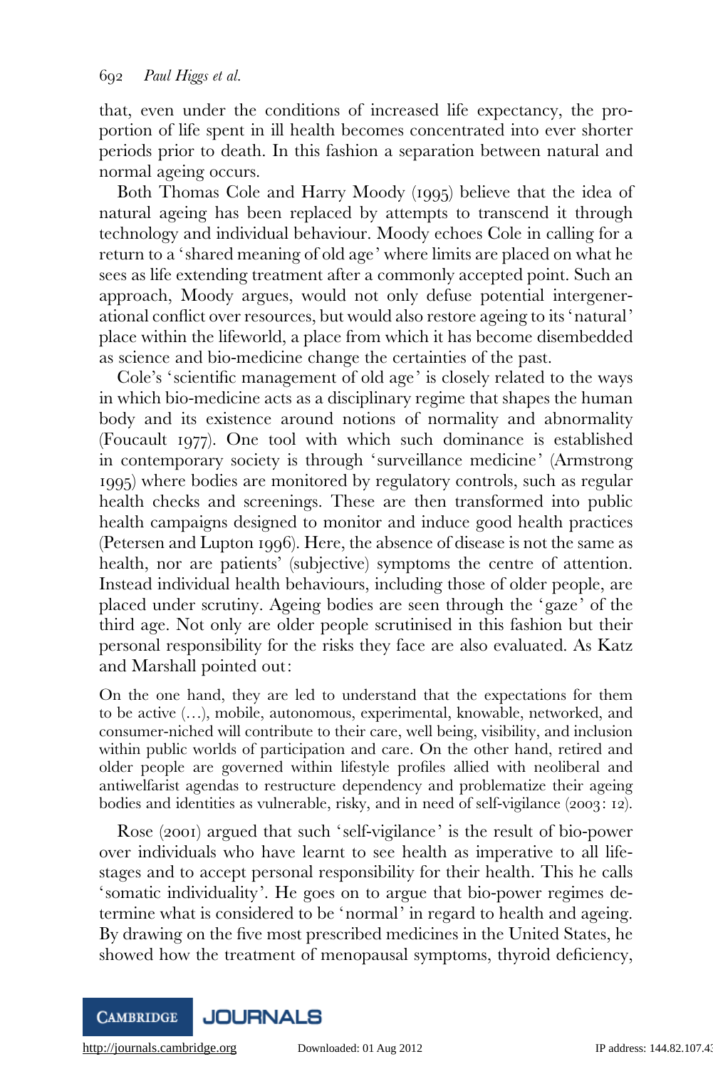that, even under the conditions of increased life expectancy, the proportion of life spent in ill health becomes concentrated into ever shorter periods prior to death. In this fashion a separation between natural and normal ageing occurs.

Both Thomas Cole and Harry Moody (1995) believe that the idea of natural ageing has been replaced by attempts to transcend it through technology and individual behaviour. Moody echoes Cole in calling for a return to a 'shared meaning of old age' where limits are placed on what he sees as life extending treatment after a commonly accepted point. Such an approach, Moody argues, would not only defuse potential intergenerational conflict over resources, but would also restore ageing to its 'natural' place within the lifeworld, a place from which it has become disembedded as science and bio-medicine change the certainties of the past.

Cole's 'scientific management of old age' is closely related to the ways in which bio-medicine acts as a disciplinary regime that shapes the human body and its existence around notions of normality and abnormality (Foucault 1977). One tool with which such dominance is established in contemporary society is through 'surveillance medicine' (Armstrong 1995) where bodies are monitored by regulatory controls, such as regular health checks and screenings. These are then transformed into public health campaigns designed to monitor and induce good health practices (Petersen and Lupton 1996). Here, the absence of disease is not the same as health, nor are patients' (subjective) symptoms the centre of attention. Instead individual health behaviours, including those of older people, are placed under scrutiny. Ageing bodies are seen through the 'gaze' of the third age. Not only are older people scrutinised in this fashion but their personal responsibility for the risks they face are also evaluated. As Katz and Marshall pointed out:

> On the one hand, they are led to understand that the expectations for them to be active (…), mobile, autonomous, experimental, knowable, networked, and consumer-niched will contribute to their care, well being, visibility, and inclusion within public worlds of participation and care. On the other hand, retired and older people are governed within lifestyle profiles allied with neoliberal and antiwelfarist agendas to restructure dependency and problematize their ageing bodies and identities as vulnerable, risky, and in need of self-vigilance (2003: 12).

Rose (2001) argued that such 'self-vigilance' is the result of bio-power over individuals who have learnt to see health as imperative to all life-stages and to accept personal responsibility for their health. This he calls 'somatic individuality'. He goes on to argue that bio-power regimes determine what is considered to be 'normal' in regard to health and ageing. By drawing on the five most prescribed medicines in the United States, he showed how the treatment of menopausal symptoms, thyroid deficiency,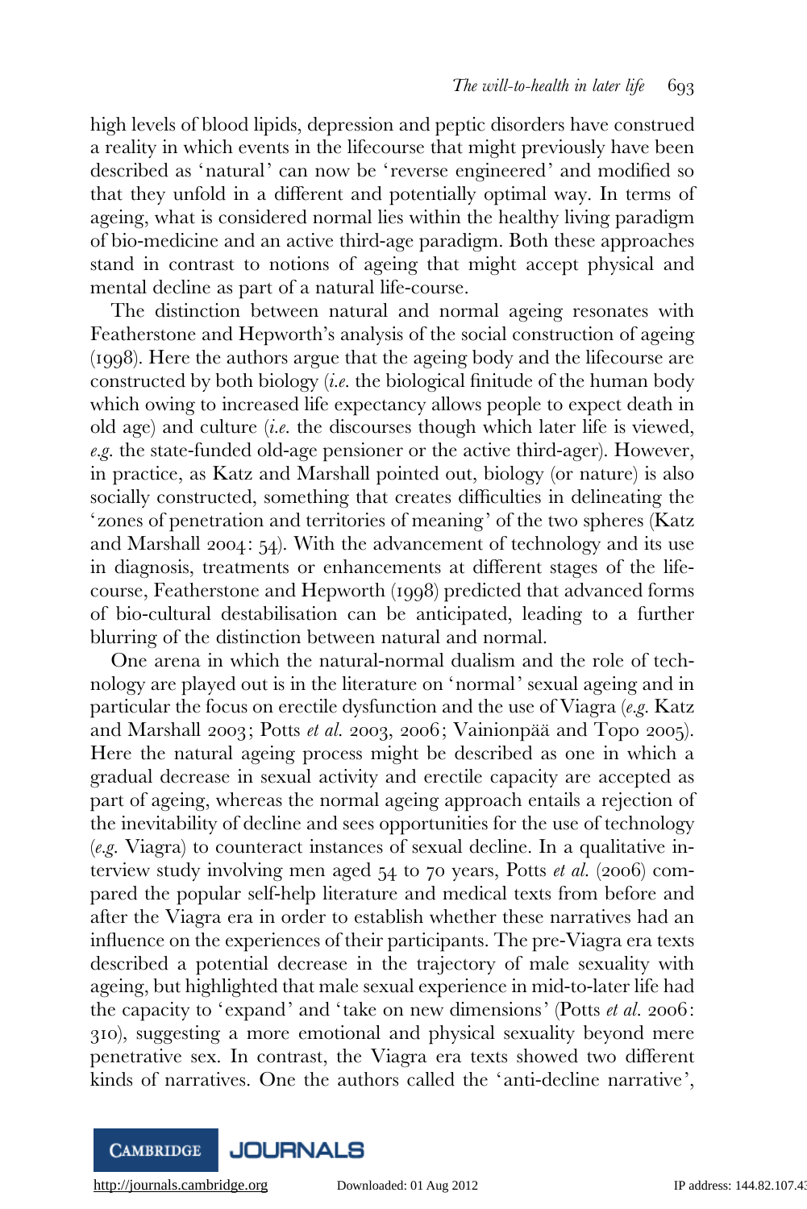high levels of blood lipids, depression and peptic disorders have construed a reality in which events in the lifecourse that might previously have been described as 'natural' can now be 'reverse engineered' and modified so that they unfold in a different and potentially optimal way. In terms of ageing, what is considered normal lies within the healthy living paradigm of bio-medicine and an active third-age paradigm. Both these approaches stand in contrast to notions of ageing that might accept physical and mental decline as part of a natural life-course.

The distinction between natural and normal ageing resonates with Featherstone and Hepworth's analysis of the social construction of ageing (1998). Here the authors argue that the ageing body and the lifecourse are constructed by both biology (*i.e.* the biological finitude of the human body which owing to increased life expectancy allows people to expect death in old age) and culture (*i.e.* the discourses though which later life is viewed, *e.g.* the state-funded old-age pensioner or the active third-ager). However, in practice, as Katz and Marshall pointed out, biology (or nature) is also socially constructed, something that creates difficulties in delineating the 'zones of penetration and territories of meaning' of the two spheres (Katz and Marshall 2004: 54). With the advancement of technology and its use in diagnosis, treatments or enhancements at different stages of the lifecourse, Featherstone and Hepworth (1998) predicted that advanced forms of bio-cultural destabilisation can be anticipated, leading to a further blurring of the distinction between natural and normal.

One arena in which the natural-normal dualism and the role of technology are played out is in the literature on 'normal' sexual ageing and in particular the focus on erectile dysfunction and the use of Viagra (*e.g.* Katz and Marshall 2003; Potts *et al.* 2003, 2006; Vainionpää and Topo 2005). Here the natural ageing process might be described as one in which a gradual decrease in sexual activity and erectile capacity are accepted as part of ageing, whereas the normal ageing approach entails a rejection of the inevitability of decline and sees opportunities for the use of technology (*e.g.* Viagra) to counteract instances of sexual decline. In a qualitative interview study involving men aged 54 to 70 years, Potts *et al.* (2006) compared the popular self-help literature and medical texts from before and after the Viagra era in order to establish whether these narratives had an influence on the experiences of their participants. The pre-Viagra era texts described a potential decrease in the trajectory of male sexuality with ageing, but highlighted that male sexual experience in mid-to-later life had the capacity to 'expand' and 'take on new dimensions' (Potts *et al.* 2006: 310), suggesting a more emotional and physical sexuality beyond mere penetrative sex. In contrast, the Viagra era texts showed two different kinds of narratives. One the authors called the 'anti-decline narrative',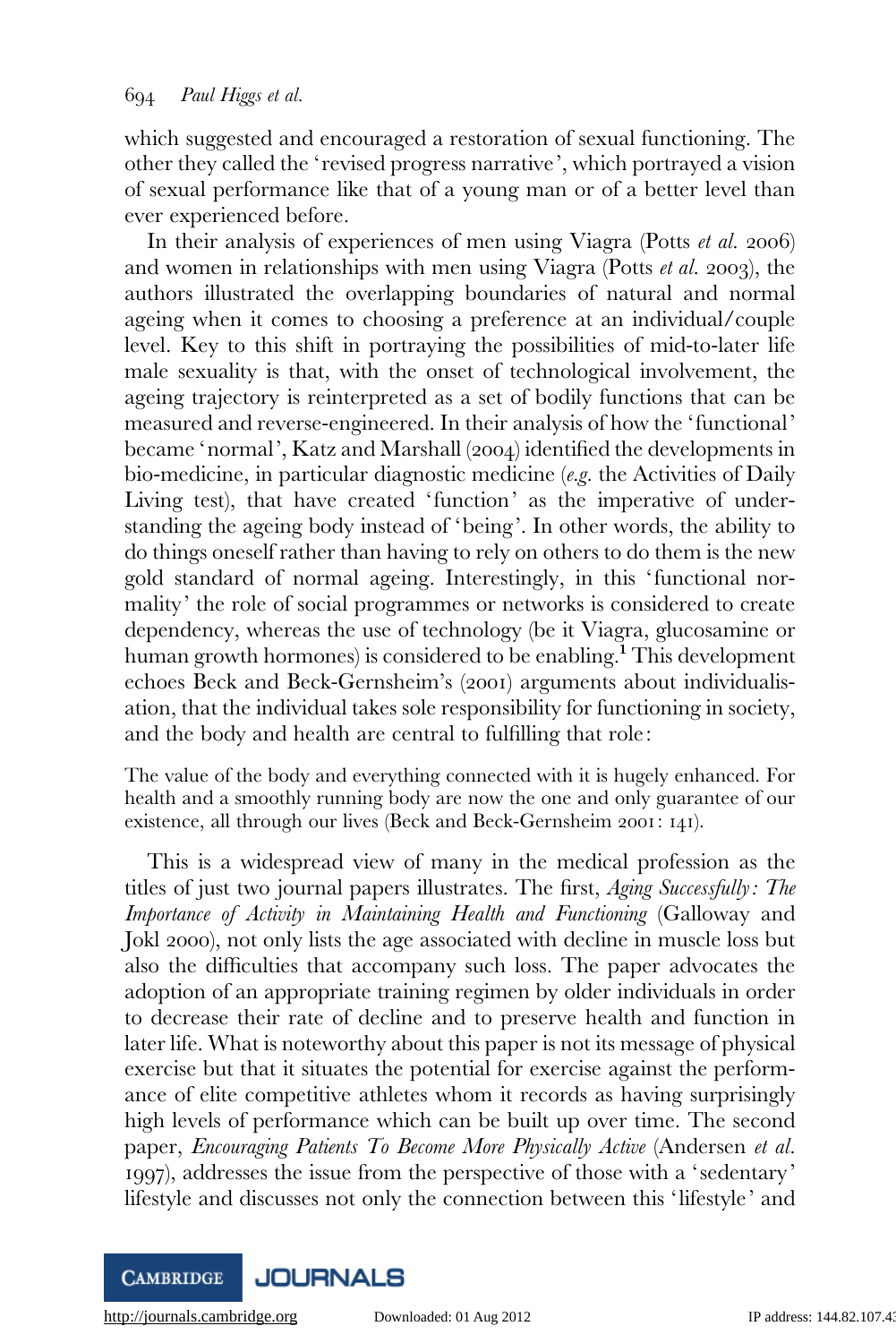which suggested and encouraged a restoration of sexual functioning. The other they called the 'revised progress narrative', which portrayed a vision of sexual performance like that of a young man or of a better level than ever experienced before.

In their analysis of experiences of men using Viagra (Potts *et al.* 2006) and women in relationships with men using Viagra (Potts *et al.* 2003), the authors illustrated the overlapping boundaries of natural and normal ageing when it comes to choosing a preference at an individual/couple level. Key to this shift in portraying the possibilities of mid-to-later life male sexuality is that, with the onset of technological involvement, the ageing trajectory is reinterpreted as a set of bodily functions that can be measured and reverse-engineered. In their analysis of how the 'functional' became 'normal', Katz and Marshall (2004) identified the developments in bio-medicine, in particular diagnostic medicine (*e.g.* the Activities of Daily Living test), that have created 'function' as the imperative of understanding the ageing body instead of 'being'. In other words, the ability to do things oneself rather than having to rely on others to do them is the new gold standard of normal ageing. Interestingly, in this 'functional normality' the role of social programmes or networks is considered to create dependency, whereas the use of technology (be it Viagra, glucosamine or human growth hormones) is considered to be enabling.[1] This development echoes Beck and Beck-Gernsheim's (2001) arguments about individualisation, that the individual takes sole responsibility for functioning in society, and the body and health are central to fulfilling that role:

> The value of the body and everything connected with it is hugely enhanced. For health and a smoothly running body are now the one and only guarantee of our existence, all through our lives (Beck and Beck-Gernsheim 2001: 141).

This is a widespread view of many in the medical profession as the titles of just two journal papers illustrates. The first, *Aging Successfully: The Importance of Activity in Maintaining Health and Functioning* (Galloway and Jokl 2000), not only lists the age associated with decline in muscle loss but also the difficulties that accompany such loss. The paper advocates the adoption of an appropriate training regimen by older individuals in order to decrease their rate of decline and to preserve health and function in later life. What is noteworthy about this paper is not its message of physical exercise but that it situates the potential for exercise against the performance of elite competitive athletes whom it records as having surprisingly high levels of performance which can be built up over time. The second paper, *Encouraging Patients To Become More Physically Active* (Andersen *et al.* 1997), addresses the issue from the perspective of those with a 'sedentary' lifestyle and discusses not only the connection between this 'lifestyle' and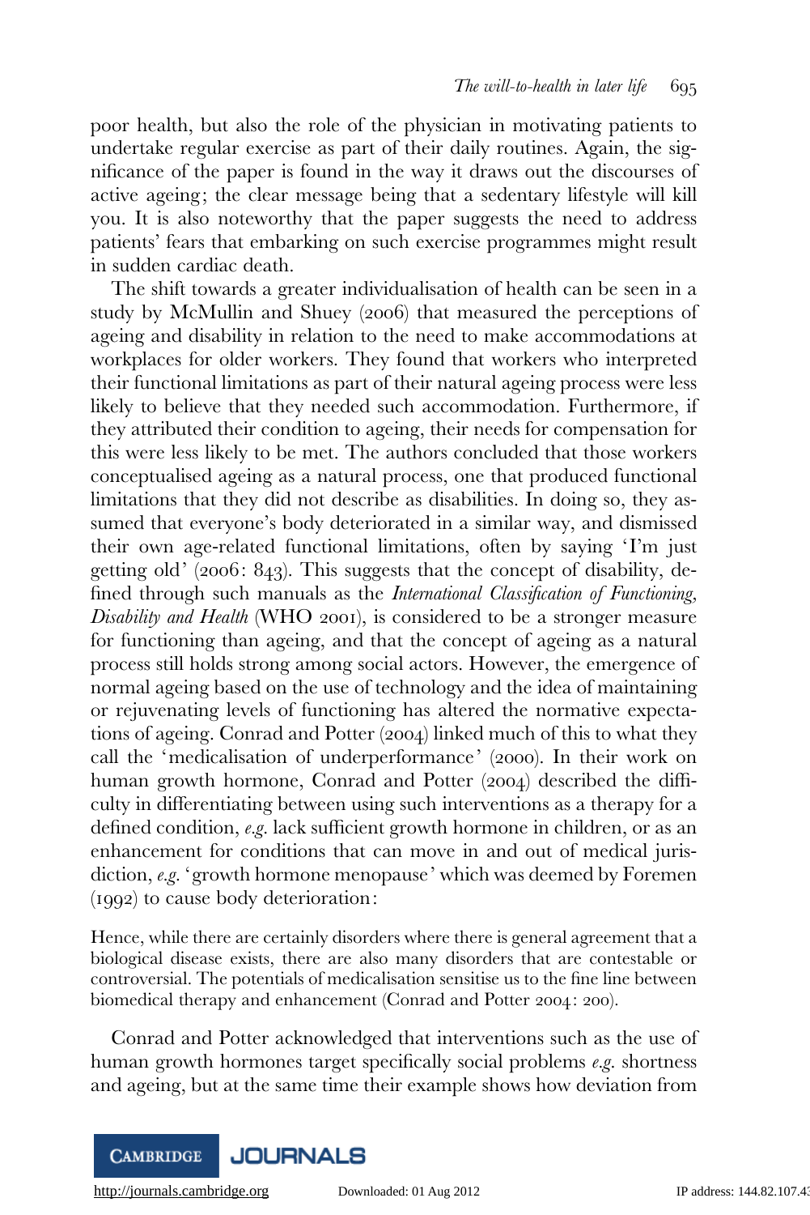poor health, but also the role of the physician in motivating patients to undertake regular exercise as part of their daily routines. Again, the significance of the paper is found in the way it draws out the discourses of active ageing; the clear message being that a sedentary lifestyle will kill you. It is also noteworthy that the paper suggests the need to address patients' fears that embarking on such exercise programmes might result in sudden cardiac death.

The shift towards a greater individualisation of health can be seen in a study by McMullin and Shuey (2006) that measured the perceptions of ageing and disability in relation to the need to make accommodations at workplaces for older workers. They found that workers who interpreted their functional limitations as part of their natural ageing process were less likely to believe that they needed such accommodation. Furthermore, if they attributed their condition to ageing, their needs for compensation for this were less likely to be met. The authors concluded that those workers conceptualised ageing as a natural process, one that produced functional limitations that they did not describe as disabilities. In doing so, they assumed that everyone's body deteriorated in a similar way, and dismissed their own age-related functional limitations, often by saying 'I'm just getting old' (2006: 843). This suggests that the concept of disability, defined through such manuals as the *International Classification of Functioning, Disability and Health* (WHO 2001), is considered to be a stronger measure for functioning than ageing, and that the concept of ageing as a natural process still holds strong among social actors. However, the emergence of normal ageing based on the use of technology and the idea of maintaining or rejuvenating levels of functioning has altered the normative expectations of ageing. Conrad and Potter (2004) linked much of this to what they call the 'medicalisation of underperformance' (2000). In their work on human growth hormone, Conrad and Potter (2004) described the difficulty in differentiating between using such interventions as a therapy for a defined condition, *e.g.* lack sufficient growth hormone in children, or as an enhancement for conditions that can move in and out of medical jurisdiction, *e.g.* 'growth hormone menopause' which was deemed by Foremen (1992) to cause body deterioration:

> Hence, while there are certainly disorders where there is general agreement that a biological disease exists, there are also many disorders that are contestable or controversial. The potentials of medicalisation sensitise us to the fine line between biomedical therapy and enhancement (Conrad and Potter 2004: 200).

Conrad and Potter acknowledged that interventions such as the use of human growth hormones target specifically social problems *e.g.* shortness and ageing, but at the same time their example shows how deviation from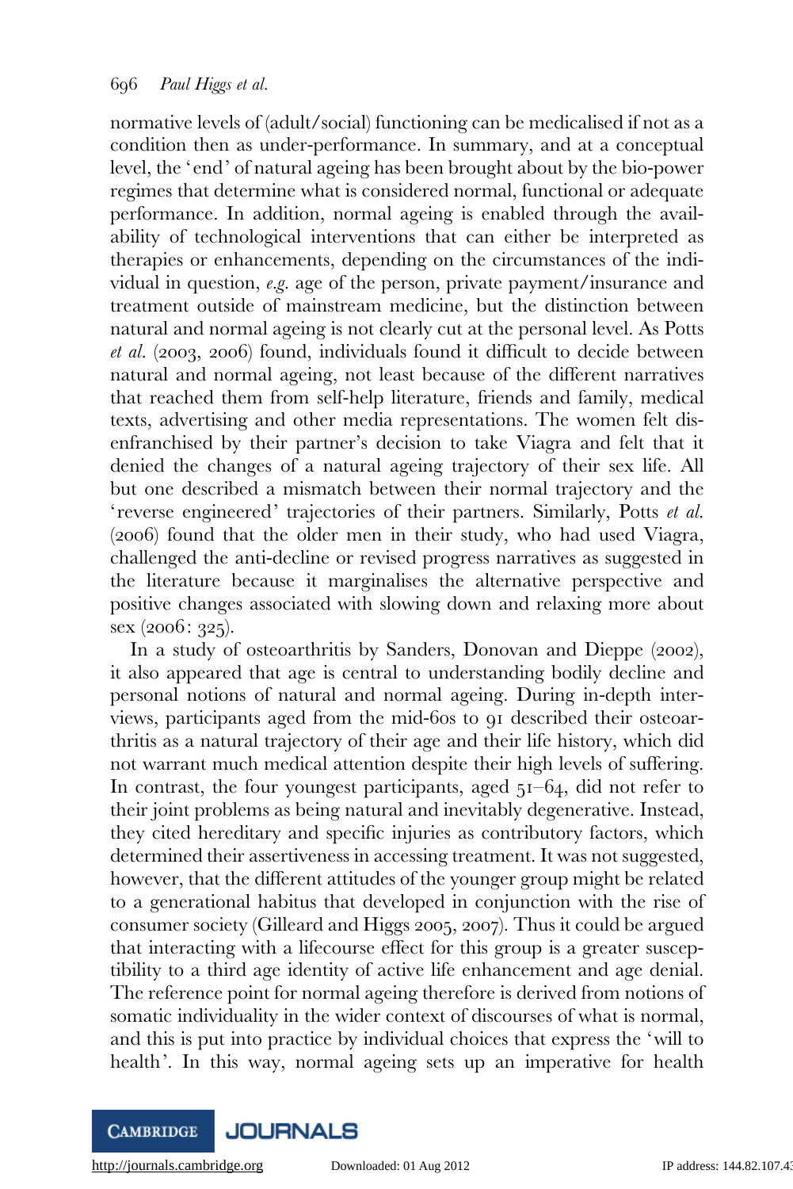normative levels of (adult/social) functioning can be medicalised if not as a condition then as under-performance. In summary, and at a conceptual level, the 'end' of natural ageing has been brought about by the bio-power regimes that determine what is considered normal, functional or adequate performance. In addition, normal ageing is enabled through the availability of technological interventions that can either be interpreted as therapies or enhancements, depending on the circumstances of the individual in question, *e.g.* age of the person, private payment/insurance and treatment outside of mainstream medicine, but the distinction between natural and normal ageing is not clearly cut at the personal level. As Potts *et al.* (2003, 2006) found, individuals found it difficult to decide between natural and normal ageing, not least because of the different narratives that reached them from self-help literature, friends and family, medical texts, advertising and other media representations. The women felt disenfranchised by their partner's decision to take Viagra and felt that it denied the changes of a natural ageing trajectory of their sex life. All but one described a mismatch between their normal trajectory and the 'reverse engineered' trajectories of their partners. Similarly, Potts *et al.* (2006) found that the older men in their study, who had used Viagra, challenged the anti-decline or revised progress narratives as suggested in the literature because it marginalises the alternative perspective and positive changes associated with slowing down and relaxing more about sex (2006: 325).

In a study of osteoarthritis by Sanders, Donovan and Dieppe (2002), it also appeared that age is central to understanding bodily decline and personal notions of natural and normal ageing. During in-depth interviews, participants aged from the mid-60s to 91 described their osteoarthritis as a natural trajectory of their age and their life history, which did not warrant much medical attention despite their high levels of suffering. In contrast, the four youngest participants, aged 51–64, did not refer to their joint problems as being natural and inevitably degenerative. Instead, they cited hereditary and specific injuries as contributory factors, which determined their assertiveness in accessing treatment. It was not suggested, however, that the different attitudes of the younger group might be related to a generational habitus that developed in conjunction with the rise of consumer society (Gilleard and Higgs 2005, 2007). Thus it could be argued that interacting with a lifecourse effect for this group is a greater susceptibility to a third age identity of active life enhancement and age denial. The reference point for normal ageing therefore is derived from notions of somatic individuality in the wider context of discourses of what is normal, and this is put into practice by individual choices that express the 'will to health'. In this way, normal ageing sets up an imperative for health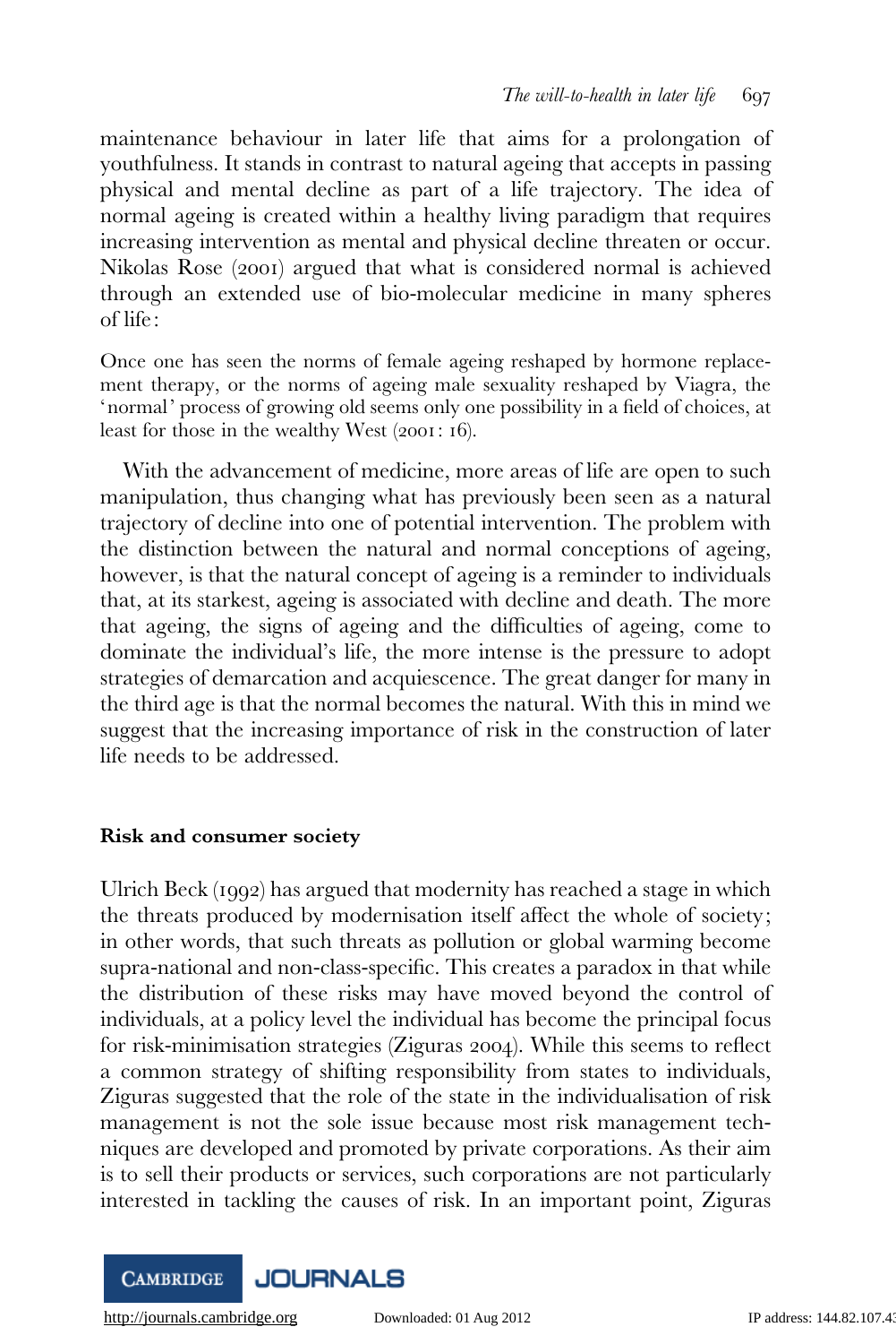maintenance behaviour in later life that aims for a prolongation of youthfulness. It stands in contrast to natural ageing that accepts in passing physical and mental decline as part of a life trajectory. The idea of normal ageing is created within a healthy living paradigm that requires increasing intervention as mental and physical decline threaten or occur. Nikolas Rose (2001) argued that what is considered normal is achieved through an extended use of bio-molecular medicine in many spheres of life:

> Once one has seen the norms of female ageing reshaped by hormone replacement therapy, or the norms of ageing male sexuality reshaped by Viagra, the 'normal' process of growing old seems only one possibility in a field of choices, at least for those in the wealthy West (2001: 16).

With the advancement of medicine, more areas of life are open to such manipulation, thus changing what has previously been seen as a natural trajectory of decline into one of potential intervention. The problem with the distinction between the natural and normal conceptions of ageing, however, is that the natural concept of ageing is a reminder to individuals that, at its starkest, ageing is associated with decline and death. The more that ageing, the signs of ageing and the difficulties of ageing, come to dominate the individual's life, the more intense is the pressure to adopt strategies of demarcation and acquiescence. The great danger for many in the third age is that the normal becomes the natural. With this in mind we suggest that the increasing importance of risk in the construction of later life needs to be addressed.

## Risk and consumer society

Ulrich Beck (1992) has argued that modernity has reached a stage in which the threats produced by modernisation itself affect the whole of society; in other words, that such threats as pollution or global warming become supra-national and non-class-specific. This creates a paradox in that while the distribution of these risks may have moved beyond the control of individuals, at a policy level the individual has become the principal focus for risk-minimisation strategies (Ziguras 2004). While this seems to reflect a common strategy of shifting responsibility from states to individuals, Ziguras suggested that the role of the state in the individualisation of risk management is not the sole issue because most risk management techniques are developed and promoted by private corporations. As their aim is to sell their products or services, such corporations are not particularly interested in tackling the causes of risk. In an important point, Ziguras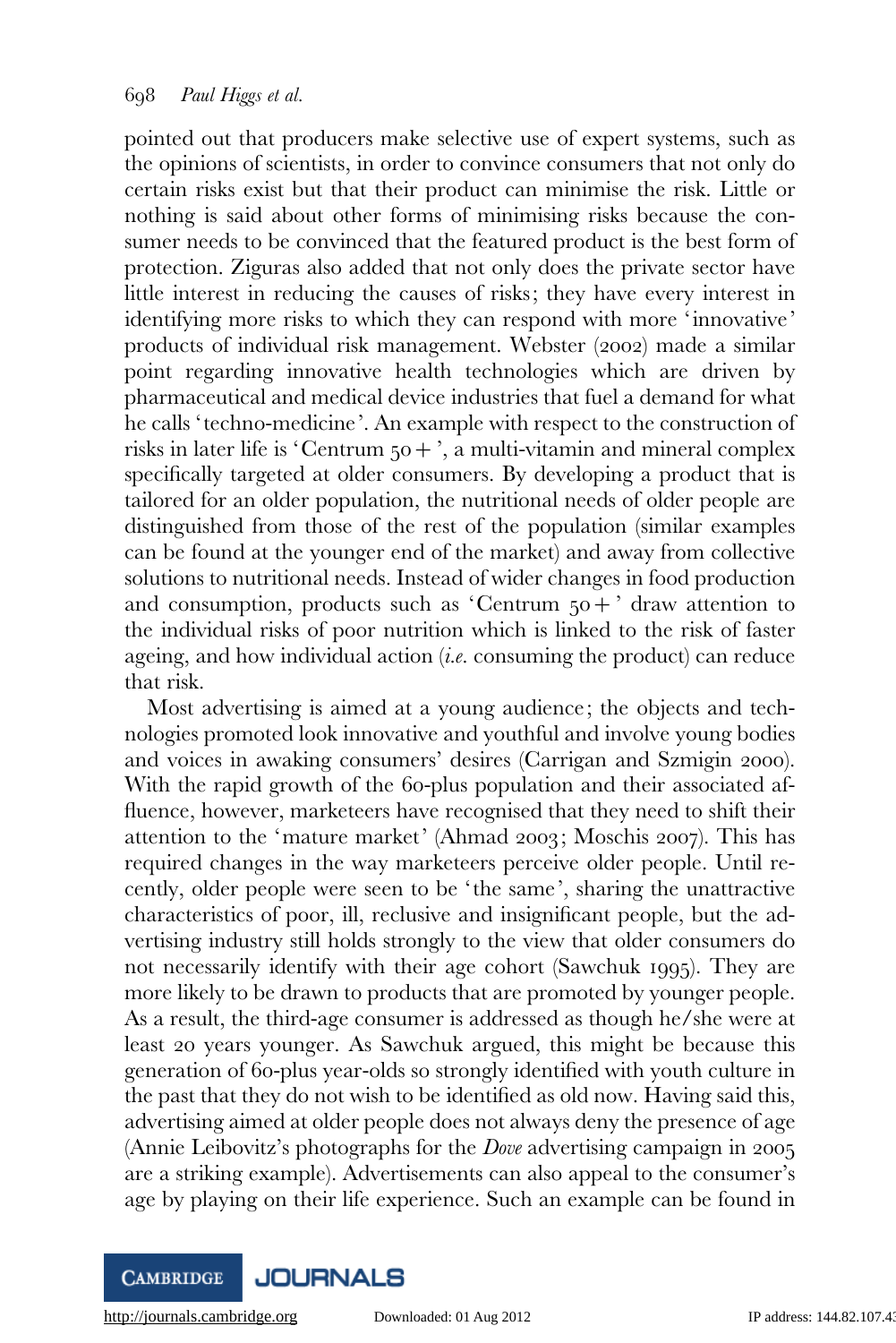pointed out that producers make selective use of expert systems, such as the opinions of scientists, in order to convince consumers that not only do certain risks exist but that their product can minimise the risk. Little or nothing is said about other forms of minimising risks because the consumer needs to be convinced that the featured product is the best form of protection. Ziguras also added that not only does the private sector have little interest in reducing the causes of risks; they have every interest in identifying more risks to which they can respond with more 'innovative' products of individual risk management. Webster (2002) made a similar point regarding innovative health technologies which are driven by pharmaceutical and medical device industries that fuel a demand for what he calls 'techno-medicine'. An example with respect to the construction of risks in later life is 'Centrum 50+', a multi-vitamin and mineral complex specifically targeted at older consumers. By developing a product that is tailored for an older population, the nutritional needs of older people are distinguished from those of the rest of the population (similar examples can be found at the younger end of the market) and away from collective solutions to nutritional needs. Instead of wider changes in food production and consumption, products such as 'Centrum 50+' draw attention to the individual risks of poor nutrition which is linked to the risk of faster ageing, and how individual action (*i.e.* consuming the product) can reduce that risk.

Most advertising is aimed at a young audience; the objects and technologies promoted look innovative and youthful and involve young bodies and voices in awaking consumers' desires (Carrigan and Szmigin 2000). With the rapid growth of the 60-plus population and their associated affluence, however, marketeers have recognised that they need to shift their attention to the 'mature market' (Ahmad 2003; Moschis 2007). This has required changes in the way marketeers perceive older people. Until recently, older people were seen to be 'the same', sharing the unattractive characteristics of poor, ill, reclusive and insignificant people, but the advertising industry still holds strongly to the view that older consumers do not necessarily identify with their age cohort (Sawchuk 1995). They are more likely to be drawn to products that are promoted by younger people. As a result, the third-age consumer is addressed as though he/she were at least 20 years younger. As Sawchuk argued, this might be because this generation of 60-plus year-olds so strongly identified with youth culture in the past that they do not wish to be identified as old now. Having said this, advertising aimed at older people does not always deny the presence of age (Annie Leibovitz's photographs for the *Dove* advertising campaign in 2005 are a striking example). Advertisements can also appeal to the consumer's age by playing on their life experience. Such an example can be found in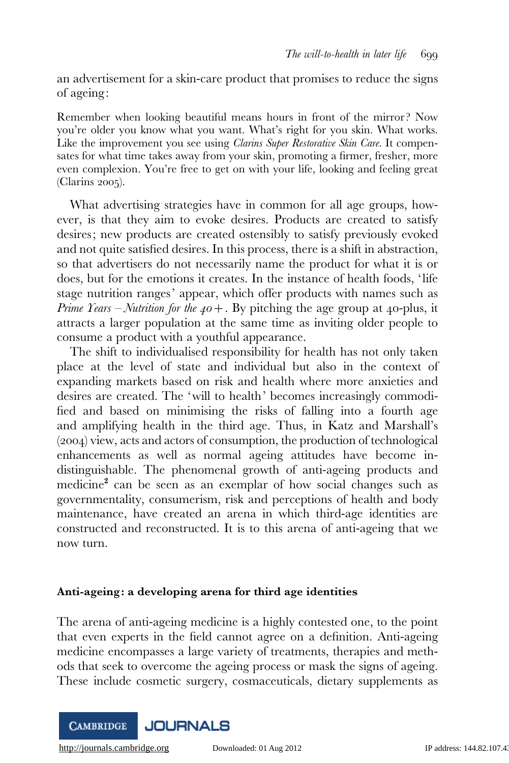an advertisement for a skin-care product that promises to reduce the signs of ageing:

> Remember when looking beautiful means hours in front of the mirror? Now you're older you know what you want. What's right for you skin. What works. Like the improvement you see using *Clarins Super Restorative Skin Care*. It compensates for what time takes away from your skin, promoting a firmer, fresher, more even complexion. You're free to get on with your life, looking and feeling great (Clarins 2005).

What advertising strategies have in common for all age groups, however, is that they aim to evoke desires. Products are created to satisfy desires; new products are created ostensibly to satisfy previously evoked and not quite satisfied desires. In this process, there is a shift in abstraction, so that advertisers do not necessarily name the product for what it is or does, but for the emotions it creates. In the instance of health foods, 'life stage nutrition ranges' appear, which offer products with names such as *Prime Years – Nutrition for the 40+*. By pitching the age group at 40-plus, it attracts a larger population at the same time as inviting older people to consume a product with a youthful appearance.

The shift to individualised responsibility for health has not only taken place at the level of state and individual but also in the context of expanding markets based on risk and health where more anxieties and desires are created. The 'will to health' becomes increasingly commodified and based on minimising the risks of falling into a fourth age and amplifying health in the third age. Thus, in Katz and Marshall's (2004) view, acts and actors of consumption, the production of technological enhancements as well as normal ageing attitudes have become indistinguishable. The phenomenal growth of anti-ageing products and medicine[2] can be seen as an exemplar of how social changes such as governmentality, consumerism, risk and perceptions of health and body maintenance, have created an arena in which third-age identities are constructed and reconstructed. It is to this arena of anti-ageing that we now turn.

### Anti-ageing: a developing arena for third age identities

The arena of anti-ageing medicine is a highly contested one, to the point that even experts in the field cannot agree on a definition. Anti-ageing medicine encompasses a large variety of treatments, therapies and methods that seek to overcome the ageing process or mask the signs of ageing. These include cosmetic surgery, cosmaceuticals, dietary supplements as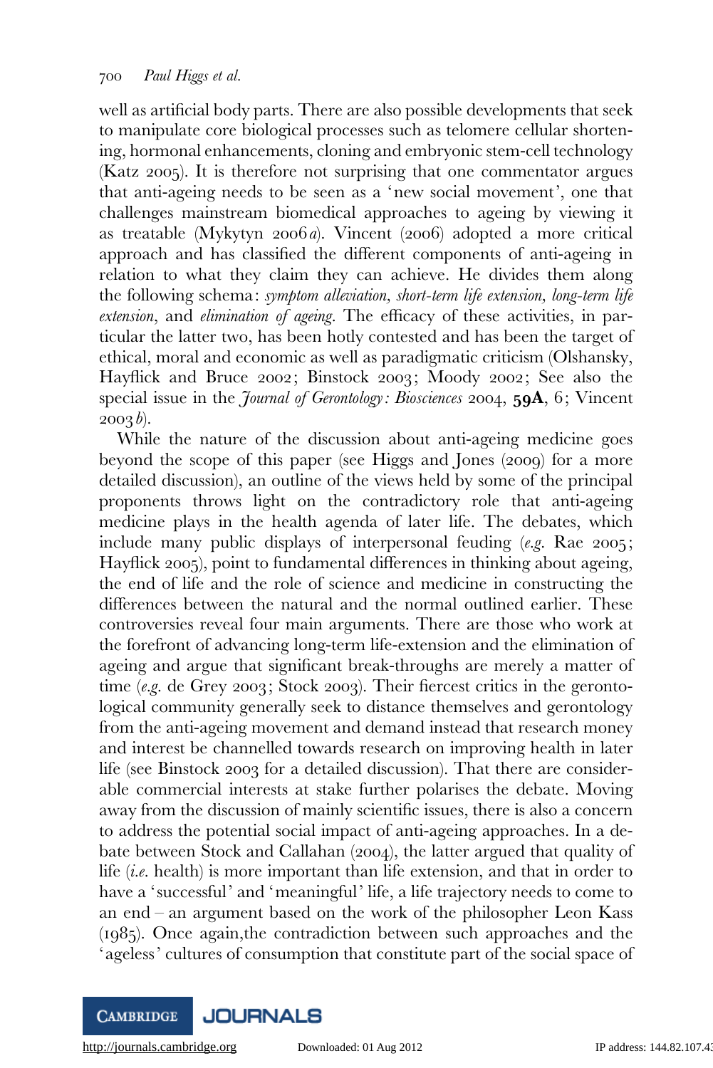well as artificial body parts. There are also possible developments that seek to manipulate core biological processes such as telomere cellular shortening, hormonal enhancements, cloning and embryonic stem-cell technology (Katz 2005). It is therefore not surprising that one commentator argues that anti-ageing needs to be seen as a 'new social movement', one that challenges mainstream biomedical approaches to ageing by viewing it as treatable (Mykytyn 2006*a*). Vincent (2006) adopted a more critical approach and has classified the different components of anti-ageing in relation to what they claim they can achieve. He divides them along the following schema: *symptom alleviation, short-term life extension, long-term life extension*, and *elimination of ageing*. The efficacy of these activities, in particular the latter two, has been hotly contested and has been the target of ethical, moral and economic as well as paradigmatic criticism (Olshansky, Hayflick and Bruce 2002; Binstock 2003; Moody 2002; See also the special issue in the *Journal of Gerontology: Biosciences* 2004, **59A**, 6; Vincent 2003*b*).

While the nature of the discussion about anti-ageing medicine goes beyond the scope of this paper (see Higgs and Jones (2009) for a more detailed discussion), an outline of the views held by some of the principal proponents throws light on the contradictory role that anti-ageing medicine plays in the health agenda of later life. The debates, which include many public displays of interpersonal feuding (*e.g.* Rae 2005; Hayflick 2005), point to fundamental differences in thinking about ageing, the end of life and the role of science and medicine in constructing the differences between the natural and the normal outlined earlier. These controversies reveal four main arguments. There are those who work at the forefront of advancing long-term life-extension and the elimination of ageing and argue that significant break-throughs are merely a matter of time (*e.g.* de Grey 2003; Stock 2003). Their fiercest critics in the gerontological community generally seek to distance themselves and gerontology from the anti-ageing movement and demand instead that research money and interest be channelled towards research on improving health in later life (see Binstock 2003 for a detailed discussion). That there are considerable commercial interests at stake further polarises the debate. Moving away from the discussion of mainly scientific issues, there is also a concern to address the potential social impact of anti-ageing approaches. In a debate between Stock and Callahan (2004), the latter argued that quality of life (*i.e.* health) is more important than life extension, and that in order to have a 'successful' and 'meaningful' life, a life trajectory needs to come to an end – an argument based on the work of the philosopher Leon Kass (1985). Once again,the contradiction between such approaches and the 'ageless' cultures of consumption that constitute part of the social space of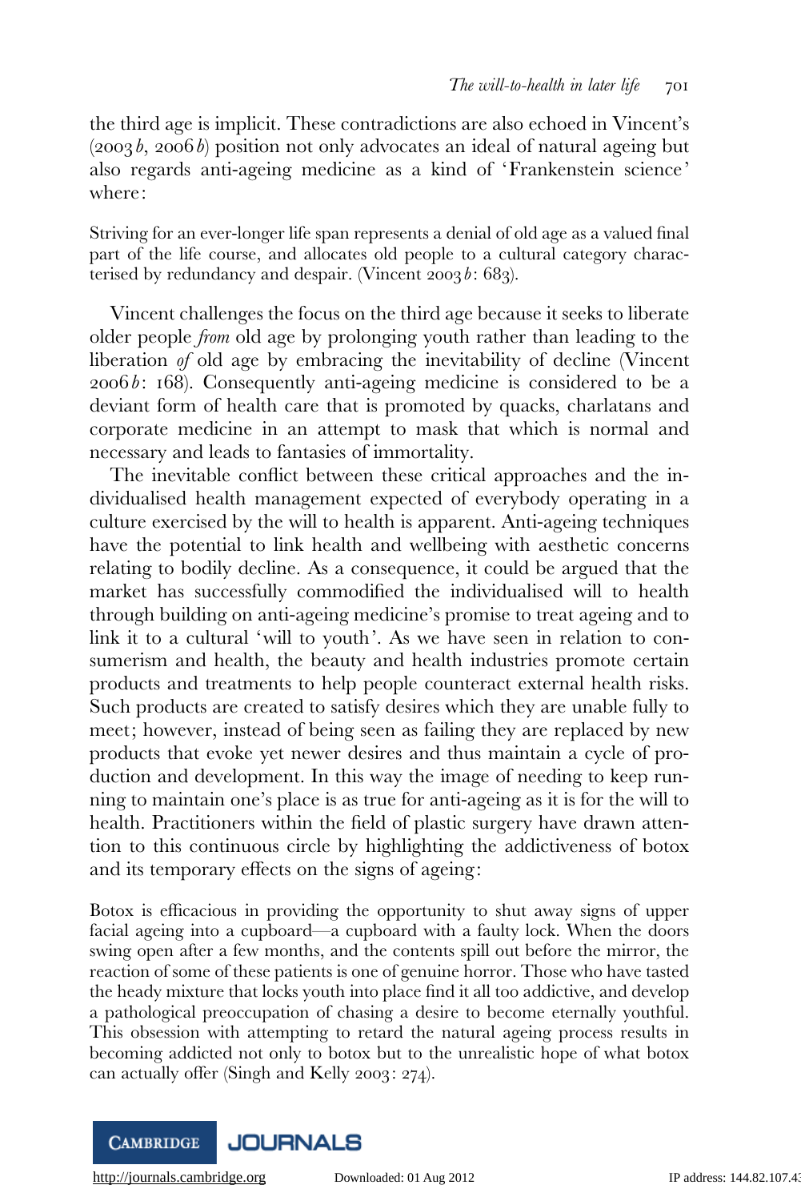the third age is implicit. These contradictions are also echoed in Vincent's (2003*b*, 2006*b*) position not only advocates an ideal of natural ageing but also regards anti-ageing medicine as a kind of 'Frankenstein science' where:

> Striving for an ever-longer life span represents a denial of old age as a valued final part of the life course, and allocates old people to a cultural category characterised by redundancy and despair. (Vincent 2003*b*: 683).

Vincent challenges the focus on the third age because it seeks to liberate older people *from* old age by prolonging youth rather than leading to the liberation *of* old age by embracing the inevitability of decline (Vincent 2006*b*: 168). Consequently anti-ageing medicine is considered to be a deviant form of health care that is promoted by quacks, charlatans and corporate medicine in an attempt to mask that which is normal and necessary and leads to fantasies of immortality.

The inevitable conflict between these critical approaches and the individualised health management expected of everybody operating in a culture exercised by the will to health is apparent. Anti-ageing techniques have the potential to link health and wellbeing with aesthetic concerns relating to bodily decline. As a consequence, it could be argued that the market has successfully commodified the individualised will to health through building on anti-ageing medicine's promise to treat ageing and to link it to a cultural 'will to youth'. As we have seen in relation to consumerism and health, the beauty and health industries promote certain products and treatments to help people counteract external health risks. Such products are created to satisfy desires which they are unable fully to meet; however, instead of being seen as failing they are replaced by new products that evoke yet newer desires and thus maintain a cycle of production and development. In this way the image of needing to keep running to maintain one's place is as true for anti-ageing as it is for the will to health. Practitioners within the field of plastic surgery have drawn attention to this continuous circle by highlighting the addictiveness of botox and its temporary effects on the signs of ageing:

> Botox is efficacious in providing the opportunity to shut away signs of upper facial ageing into a cupboard—a cupboard with a faulty lock. When the doors swing open after a few months, and the contents spill out before the mirror, the reaction of some of these patients is one of genuine horror. Those who have tasted the heady mixture that locks youth into place find it all too addictive, and develop a pathological preoccupation of chasing a desire to become eternally youthful. This obsession with attempting to retard the natural ageing process results in becoming addicted not only to botox but to the unrealistic hope of what botox can actually offer (Singh and Kelly 2003: 274).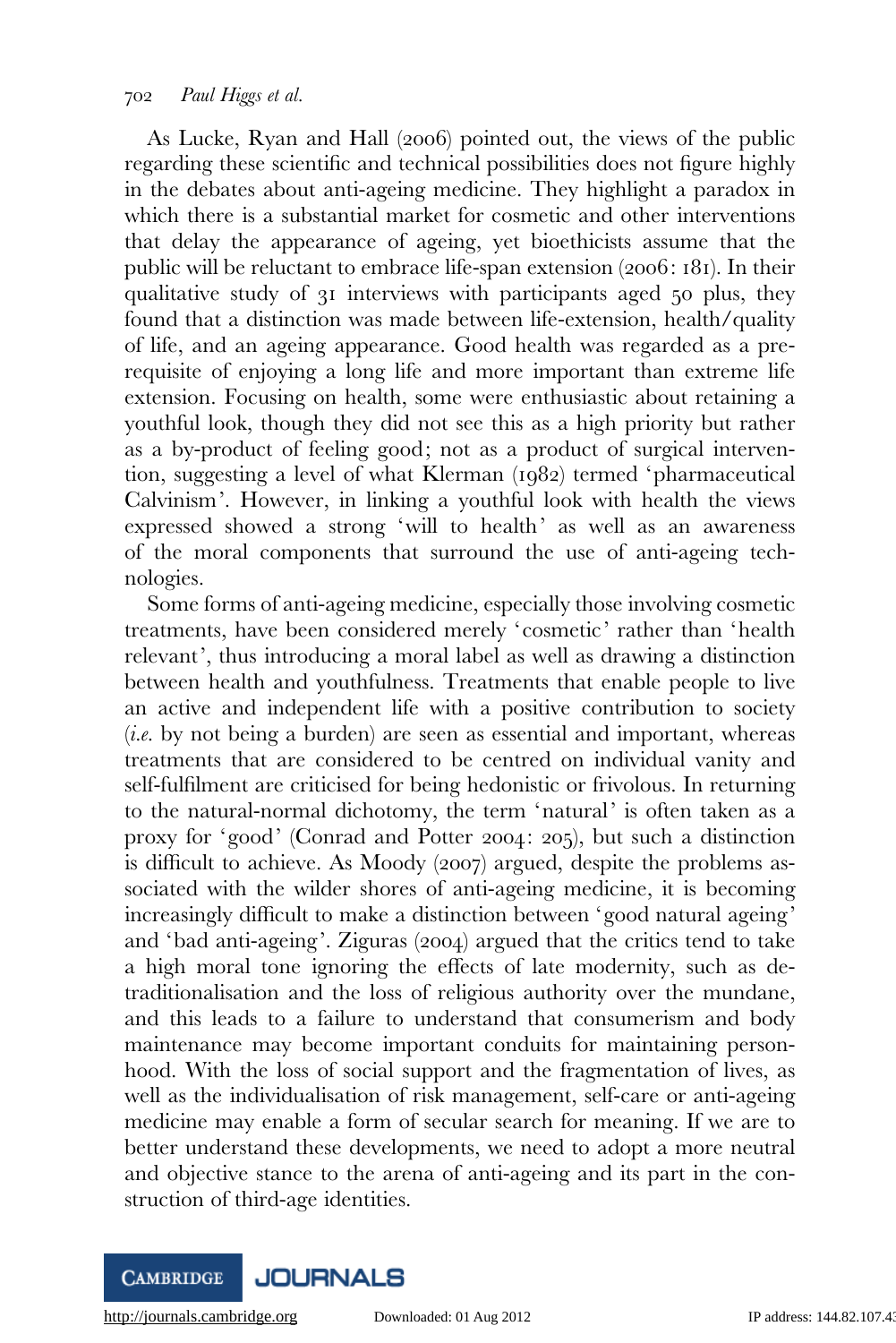As Lucke, Ryan and Hall (2006) pointed out, the views of the public regarding these scientific and technical possibilities does not figure highly in the debates about anti-ageing medicine. They highlight a paradox in which there is a substantial market for cosmetic and other interventions that delay the appearance of ageing, yet bioethicists assume that the public will be reluctant to embrace life-span extension (2006: 181). In their qualitative study of 31 interviews with participants aged 50 plus, they found that a distinction was made between life-extension, health/quality of life, and an ageing appearance. Good health was regarded as a prerequisite of enjoying a long life and more important than extreme life extension. Focusing on health, some were enthusiastic about retaining a youthful look, though they did not see this as a high priority but rather as a by-product of feeling good; not as a product of surgical intervention, suggesting a level of what Klerman (1982) termed 'pharmaceutical Calvinism'. However, in linking a youthful look with health the views expressed showed a strong 'will to health' as well as an awareness of the moral components that surround the use of anti-ageing technologies.

Some forms of anti-ageing medicine, especially those involving cosmetic treatments, have been considered merely 'cosmetic' rather than 'health relevant', thus introducing a moral label as well as drawing a distinction between health and youthfulness. Treatments that enable people to live an active and independent life with a positive contribution to society (*i.e.* by not being a burden) are seen as essential and important, whereas treatments that are considered to be centred on individual vanity and self-fulfilment are criticised for being hedonistic or frivolous. In returning to the natural-normal dichotomy, the term 'natural' is often taken as a proxy for 'good' (Conrad and Potter 2004: 205), but such a distinction is difficult to achieve. As Moody (2007) argued, despite the problems associated with the wilder shores of anti-ageing medicine, it is becoming increasingly difficult to make a distinction between 'good natural ageing' and 'bad anti-ageing'. Ziguras (2004) argued that the critics tend to take a high moral tone ignoring the effects of late modernity, such as detraditionalisation and the loss of religious authority over the mundane, and this leads to a failure to understand that consumerism and body maintenance may become important conduits for maintaining personhood. With the loss of social support and the fragmentation of lives, as well as the individualisation of risk management, self-care or anti-ageing medicine may enable a form of secular search for meaning. If we are to better understand these developments, we need to adopt a more neutral and objective stance to the arena of anti-ageing and its part in the construction of third-age identities.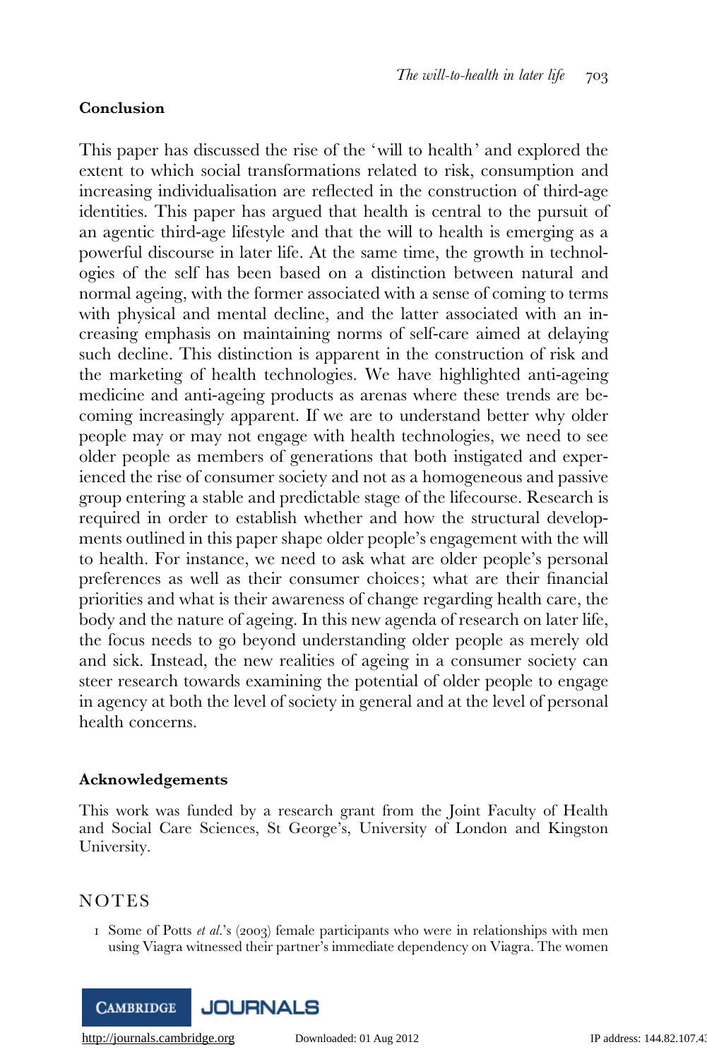## Conclusion

This paper has discussed the rise of the 'will to health' and explored the extent to which social transformations related to risk, consumption and increasing individualisation are reflected in the construction of third-age identities. This paper has argued that health is central to the pursuit of an agentic third-age lifestyle and that the will to health is emerging as a powerful discourse in later life. At the same time, the growth in technologies of the self has been based on a distinction between natural and normal ageing, with the former associated with a sense of coming to terms with physical and mental decline, and the latter associated with an increasing emphasis on maintaining norms of self-care aimed at delaying such decline. This distinction is apparent in the construction of risk and the marketing of health technologies. We have highlighted anti-ageing medicine and anti-ageing products as arenas where these trends are becoming increasingly apparent. If we are to understand better why older people may or may not engage with health technologies, we need to see older people as members of generations that both instigated and experienced the rise of consumer society and not as a homogeneous and passive group entering a stable and predictable stage of the lifecourse. Research is required in order to establish whether and how the structural developments outlined in this paper shape older people's engagement with the will to health. For instance, we need to ask what are older people's personal preferences as well as their consumer choices; what are their financial priorities and what is their awareness of change regarding health care, the body and the nature of ageing. In this new agenda of research on later life, the focus needs to go beyond understanding older people as merely old and sick. Instead, the new realities of ageing in a consumer society can steer research towards examining the potential of older people to engage in agency at both the level of society in general and at the level of personal health concerns.

## Acknowledgements

This work was funded by a research grant from the Joint Faculty of Health and Social Care Sciences, St George's, University of London and Kingston University.

## NOTES

1 Some of Potts *et al.*'s (2003) female participants who were in relationships with men using Viagra witnessed their partner's immediate dependency on Viagra. The women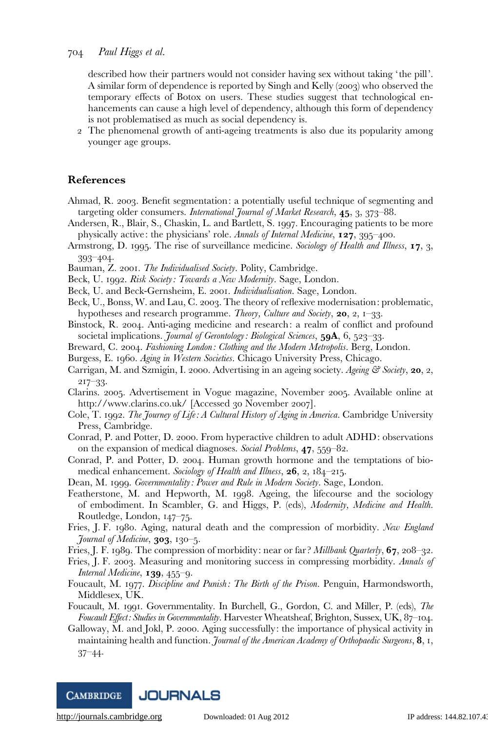described how their partners would not consider having sex without taking 'the pill'. A similar form of dependence is reported by Singh and Kelly (2003) who observed the temporary effects of Botox on users. These studies suggest that technological enhancements can cause a high level of dependency, although this form of dependency is not problematised as much as social dependency is.

2 The phenomenal growth of anti-ageing treatments is also due its popularity among younger age groups.

## References

Ahmad, R. 2003. Benefit segmentation: a potentially useful technique of segmenting and targeting older consumers. *International Journal of Market Research*, **45**, 3, 373–88.

Andersen, R., Blair, S., Chaskin, L. and Bartlett, S. 1997. Encouraging patients to be more physically active: the physicians' role. *Annals of Internal Medicine*, **127**, 395–400.

Armstrong, D. 1995. The rise of surveillance medicine. *Sociology of Health and Illness*, **17**, 3, 393–404.

Bauman, Z. 2001. *The Individualised Society*. Polity, Cambridge.

Beck, U. 1992. *Risk Society: Towards a New Modernity*. Sage, London.

Beck, U. and Beck-Gernsheim, E. 2001. *Individualisation*. Sage, London.

Beck, U., Bonss, W. and Lau, C. 2003. The theory of reflexive modernisation: problematic, hypotheses and research programme. *Theory, Culture and Society*, **20**, 2, 1–33.

Binstock, R. 2004. Anti-aging medicine and research: a realm of conflict and profound societal implications. *Journal of Gerontology: Biological Sciences*, **59A**, 6, 523–33.

Breward, C. 2004. *Fashioning London: Clothing and the Modern Metropolis*. Berg, London.

Burgess, E. 1960. *Aging in Western Societies*. Chicago University Press, Chicago.

Carrigan, M. and Szmigin, I. 2000. Advertising in an ageing society. *Ageing & Society*, **20**, 2, 217–33.

Clarins. 2005. Advertisement in Vogue magazine, November 2005. Available online at http://www.clarins.co.uk/ [Accessed 30 November 2007].

Cole, T. 1992. *The Journey of Life: A Cultural History of Aging in America*. Cambridge University Press, Cambridge.

Conrad, P. and Potter, D. 2000. From hyperactive children to adult ADHD: observations on the expansion of medical diagnoses. *Social Problems*, **47**, 559–82.

Conrad, P. and Potter, D. 2004. Human growth hormone and the temptations of biomedical enhancement. *Sociology of Health and Illness*, **26**, 2, 184–215.

Dean, M. 1999. *Governmentality: Power and Rule in Modern Society*. Sage, London.

Featherstone, M. and Hepworth, M. 1998. Ageing, the lifecourse and the sociology of embodiment. In Scambler, G. and Higgs, P. (eds), *Modernity, Medicine and Health*. Routledge, London, 147–75.

Fries, J. F. 1980. Aging, natural death and the compression of morbidity. *New England Journal of Medicine*, **303**, 130–5.

Fries, J. F. 1989. The compression of morbidity: near or far? *Millbank Quarterly*, **67**, 208–32.

Fries, J. F. 2003. Measuring and monitoring success in compressing morbidity. *Annals of Internal Medicine*, **139**, 455–9.

Foucault, M. 1977. *Discipline and Punish: The Birth of the Prison*. Penguin, Harmondsworth, Middlesex, UK.

Foucault, M. 1991. Governmentality. In Burchell, G., Gordon, C. and Miller, P. (eds), *The Foucault Effect: Studies in Governmentality*. Harvester Wheatsheaf, Brighton, Sussex, UK, 87–104.

Galloway, M. and Jokl, P. 2000. Aging successfully: the importance of physical activity in maintaining health and function. *Journal of the American Academy of Orthopaedic Surgeons*, **8**, 1, 37–44.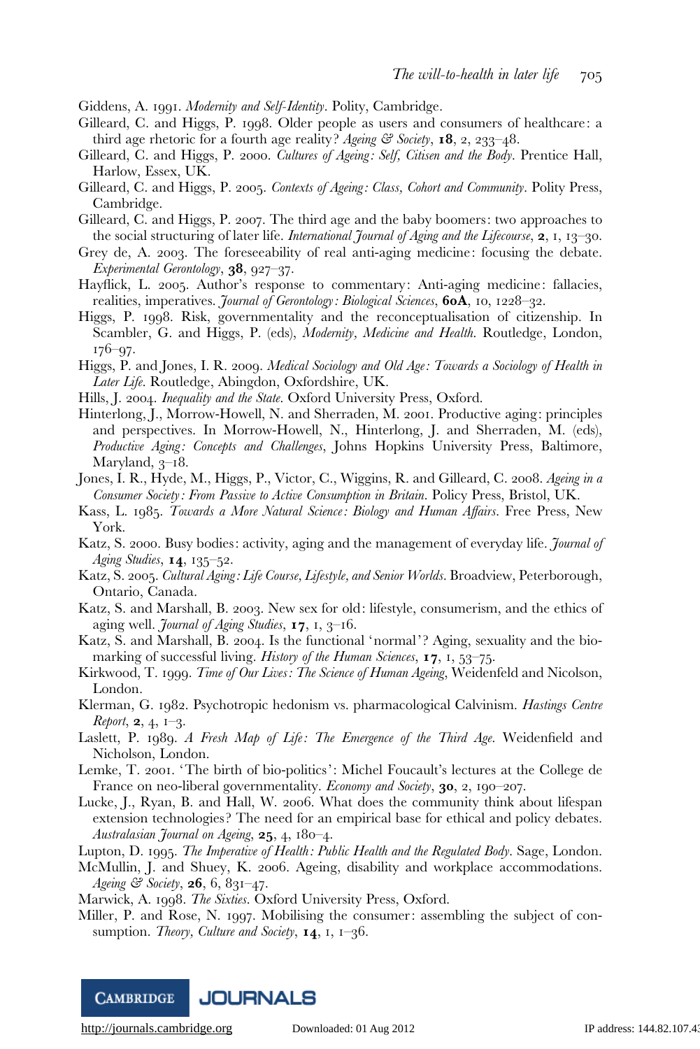Giddens, A. 1991. *Modernity and Self-Identity*. Polity, Cambridge.

Gilleard, C. and Higgs, P. 1998. Older people as users and consumers of healthcare: a third age rhetoric for a fourth age reality? *Ageing & Society*, **18**, 2, 233–48.

Gilleard, C. and Higgs, P. 2000. *Cultures of Ageing: Self, Citisen and the Body*. Prentice Hall, Harlow, Essex, UK.

Gilleard, C. and Higgs, P. 2005. *Contexts of Ageing: Class, Cohort and Community*. Polity Press, Cambridge.

Gilleard, C. and Higgs, P. 2007. The third age and the baby boomers: two approaches to the social structuring of later life. *International Journal of Aging and the Lifecourse*, **2**, 1, 13–30.

Grey de, A. 2003. The foreseeability of real anti-aging medicine: focusing the debate. *Experimental Gerontology*, **38**, 927–37.

Hayflick, L. 2005. Author's response to commentary: Anti-aging medicine: fallacies, realities, imperatives. *Journal of Gerontology: Biological Sciences*, **60A**, 10, 1228–32.

Higgs, P. 1998. Risk, governmentality and the reconceptualisation of citizenship. In Scambler, G. and Higgs, P. (eds), *Modernity, Medicine and Health*. Routledge, London, 176–97.

Higgs, P. and Jones, I. R. 2009. *Medical Sociology and Old Age: Towards a Sociology of Health in Later Life*. Routledge, Abingdon, Oxfordshire, UK.

Hills, J. 2004. *Inequality and the State*. Oxford University Press, Oxford.

Hinterlong, J., Morrow-Howell, N. and Sherraden, M. 2001. Productive aging: principles and perspectives. In Morrow-Howell, N., Hinterlong, J. and Sherraden, M. (eds), *Productive Aging: Concepts and Challenges*, Johns Hopkins University Press, Baltimore, Maryland, 3–18.

Jones, I. R., Hyde, M., Higgs, P., Victor, C., Wiggins, R. and Gilleard, C. 2008. *Ageing in a Consumer Society: From Passive to Active Consumption in Britain*. Policy Press, Bristol, UK.

Kass, L. 1985. *Towards a More Natural Science: Biology and Human Affairs*. Free Press, New York.

Katz, S. 2000. Busy bodies: activity, aging and the management of everyday life. *Journal of Aging Studies*, **14**, 135–52.

Katz, S. 2005. *Cultural Aging: Life Course, Lifestyle, and Senior Worlds*. Broadview, Peterborough, Ontario, Canada.

Katz, S. and Marshall, B. 2003. New sex for old: lifestyle, consumerism, and the ethics of aging well. *Journal of Aging Studies*, **17**, 1, 3–16.

Katz, S. and Marshall, B. 2004. Is the functional 'normal'? Aging, sexuality and the bio-marking of successful living. *History of the Human Sciences*, **17**, 1, 53–75.

Kirkwood, T. 1999. *Time of Our Lives: The Science of Human Ageing*, Weidenfeld and Nicolson, London.

Klerman, G. 1982. Psychotropic hedonism vs. pharmacological Calvinism. *Hastings Centre Report*, **2**, 4, 1–3.

Laslett, P. 1989. *A Fresh Map of Life: The Emergence of the Third Age*. Weidenfield and Nicholson, London.

Lemke, T. 2001. 'The birth of bio-politics': Michel Foucault's lectures at the College de France on neo-liberal governmentality. *Economy and Society*, **30**, 2, 190–207.

Lucke, J., Ryan, B. and Hall, W. 2006. What does the community think about lifespan extension technologies? The need for an empirical base for ethical and policy debates. *Australasian Journal on Ageing*, **25**, 4, 180–4.

Lupton, D. 1995. *The Imperative of Health: Public Health and the Regulated Body*. Sage, London.

McMullin, J. and Shuey, K. 2006. Ageing, disability and workplace accommodations. *Ageing & Society*, **26**, 6, 831–47.

Marwick, A. 1998. *The Sixties*. Oxford University Press, Oxford.

Miller, P. and Rose, N. 1997. Mobilising the consumer: assembling the subject of consumption. *Theory, Culture and Society*, **14**, 1, 1–36.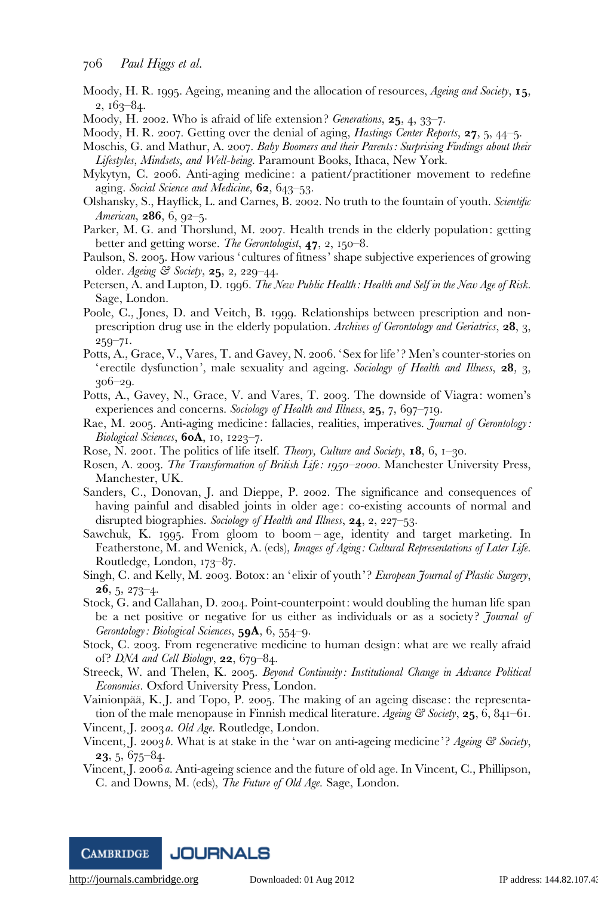Moody, H. R. 1995. Ageing, meaning and the allocation of resources, *Ageing and Society*, **15**, 2, 163–84.

Moody, H. 2002. Who is afraid of life extension? *Generations*, **25**, 4, 33–7.

Moody, H. R. 2007. Getting over the denial of aging, *Hastings Center Reports*, **27**, 5, 44–5.

Moschis, G. and Mathur, A. 2007. *Baby Boomers and their Parents: Surprising Findings about their Lifestyles, Mindsets, and Well-being*. Paramount Books, Ithaca, New York.

Mykytyn, C. 2006. Anti-aging medicine: a patient/practitioner movement to redefine aging. *Social Science and Medicine*, **62**, 643–53.

Olshansky, S., Hayflick, L. and Carnes, B. 2002. No truth to the fountain of youth. *Scientific American*, **286**, 6, 92–5.

Parker, M. G. and Thorslund, M. 2007. Health trends in the elderly population: getting better and getting worse. *The Gerontologist*, **47**, 2, 150–8.

Paulson, S. 2005. How various 'cultures of fitness' shape subjective experiences of growing older. *Ageing & Society*, **25**, 2, 229–44.

Petersen, A. and Lupton, D. 1996. *The New Public Health: Health and Self in the New Age of Risk*. Sage, London.

Poole, C., Jones, D. and Veitch, B. 1999. Relationships between prescription and non-prescription drug use in the elderly population. *Archives of Gerontology and Geriatrics*, **28**, 3, 259–71.

Potts, A., Grace, V., Vares, T. and Gavey, N. 2006. 'Sex for life'? Men's counter-stories on 'erectile dysfunction', male sexuality and ageing. *Sociology of Health and Illness*, **28**, 3, 306–29.

Potts, A., Gavey, N., Grace, V. and Vares, T. 2003. The downside of Viagra: women's experiences and concerns. *Sociology of Health and Illness*, **25**, 7, 697–719.

Rae, M. 2005. Anti-aging medicine: fallacies, realities, imperatives. *Journal of Gerontology: Biological Sciences*, **60A**, 10, 1223–7.

Rose, N. 2001. The politics of life itself. *Theory, Culture and Society*, **18**, 6, 1–30.

Rosen, A. 2003. *The Transformation of British Life: 1950–2000*. Manchester University Press, Manchester, UK.

Sanders, C., Donovan, J. and Dieppe, P. 2002. The significance and consequences of having painful and disabled joints in older age: co-existing accounts of normal and disrupted biographies. *Sociology of Health and Illness*, **24**, 2, 227–53.

Sawchuk, K. 1995. From gloom to boom – age, identity and target marketing. In Featherstone, M. and Wenick, A. (eds), *Images of Aging: Cultural Representations of Later Life*. Routledge, London, 173–87.

Singh, C. and Kelly, M. 2003. Botox: an 'elixir of youth'? *European Journal of Plastic Surgery*, **26**, 5, 273–4.

Stock, G. and Callahan, D. 2004. Point-counterpoint: would doubling the human life span be a net positive or negative for us either as individuals or as a society? *Journal of Gerontology: Biological Sciences*, **59A**, 6, 554–9.

Stock, C. 2003. From regenerative medicine to human design: what are we really afraid of? *DNA and Cell Biology*, **22**, 679–84.

Streeck, W. and Thelen, K. 2005. *Beyond Continuity: Institutional Change in Advance Political Economies*. Oxford University Press, London.

Vainionpää, K. J. and Topo, P. 2005. The making of an ageing disease: the representation of the male menopause in Finnish medical literature. *Ageing & Society*, **25**, 6, 841–61.

Vincent, J. 2003*a*. *Old Age*. Routledge, London.

Vincent, J. 2003*b*. What is at stake in the 'war on anti-ageing medicine'? *Ageing & Society*, **23**, 5, 675–84.

Vincent, J. 2006*a*. Anti-ageing science and the future of old age. In Vincent, C., Phillipson, C. and Downs, M. (eds), *The Future of Old Age*. Sage, London.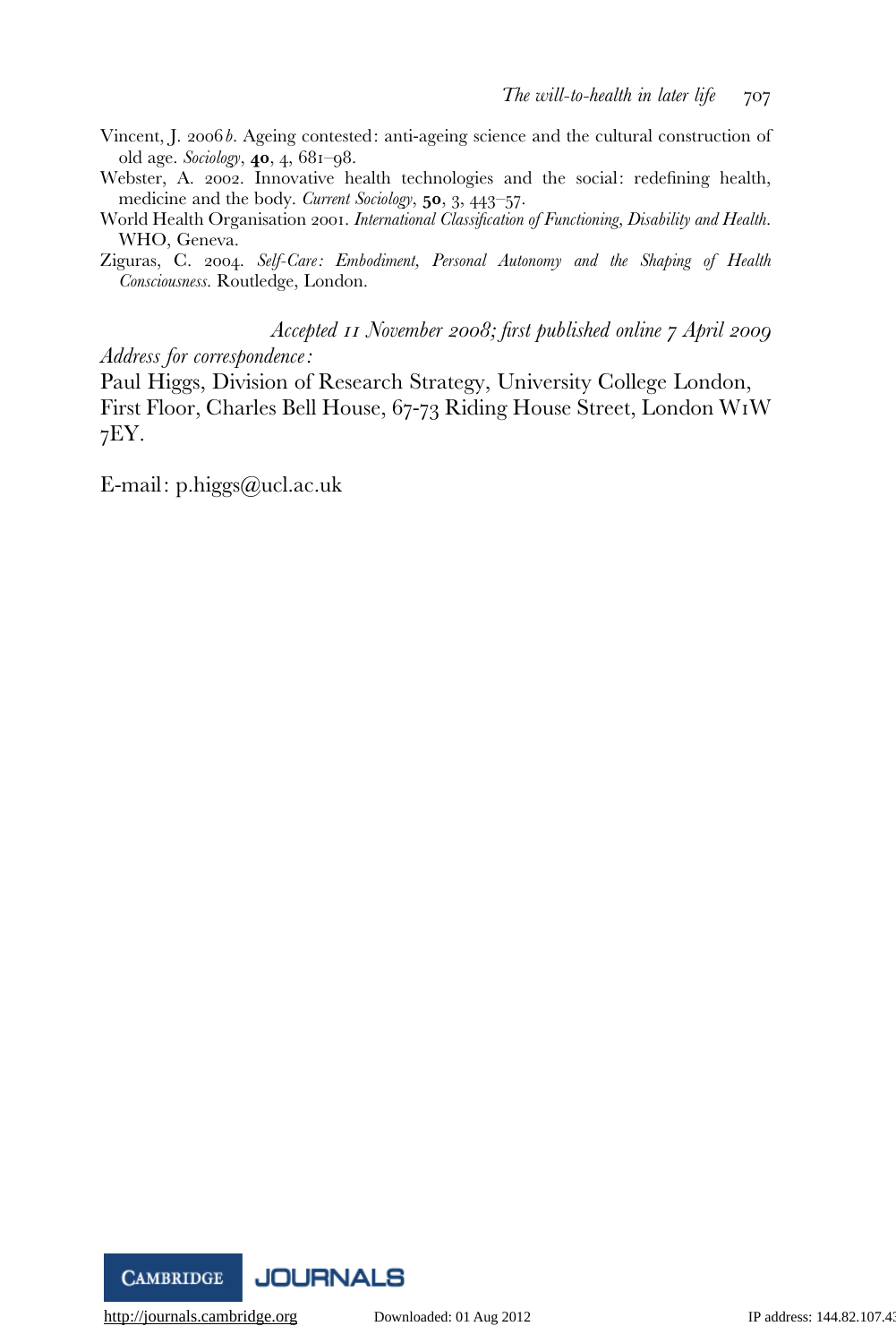Vincent, J. 2006*b*. Ageing contested: anti-ageing science and the cultural construction of old age. *Sociology*, **40**, 4, 681–98.

Webster, A. 2002. Innovative health technologies and the social: redefining health, medicine and the body. *Current Sociology*, **50**, 3, 443–57.

World Health Organisation 2001. *International Classification of Functioning, Disability and Health*. WHO, Geneva.

Ziguras, C. 2004. *Self-Care: Embodiment, Personal Autonomy and the Shaping of Health Consciousness*. Routledge, London.

*Accepted 11 November 2008; first published online 7 April 2009*

*Address for correspondence:*

Paul Higgs, Division of Research Strategy, University College London, First Floor, Charles Bell House, 67-73 Riding House Street, London W1W 7EY.

E-mail: p.higgs@ucl.ac.uk